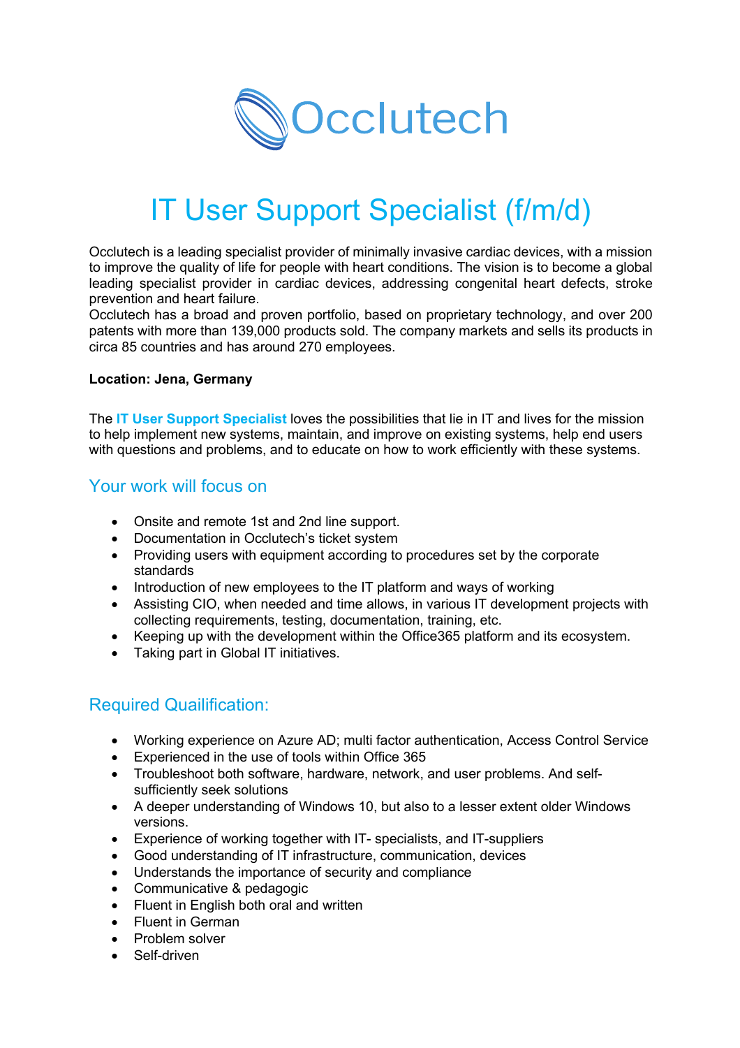Occlutech

# IT User Support Specialist (f/m/d)

Occlutech is a leading specialist provider of minimally invasive cardiac devices, with a mission to improve the quality of life for people with heart conditions. The vision is to become a global leading specialist provider in cardiac devices, addressing congenital heart defects, stroke prevention and heart failure.
Occlutech has a broad and proven portfolio, based on proprietary technology, and over 200 patents with more than 139,000 products sold. The company markets and sells its products in circa 85 countries and has around 270 employees.

**Location: Jena, Germany**

The **IT User Support Specialist** loves the possibilities that lie in IT and lives for the mission to help implement new systems, maintain, and improve on existing systems, help end users with questions and problems, and to educate on how to work efficiently with these systems.

## Your work will focus on

- Onsite and remote 1st and 2nd line support.
- Documentation in Occlutech's ticket system
- Providing users with equipment according to procedures set by the corporate standards
- Introduction of new employees to the IT platform and ways of working
- Assisting CIO, when needed and time allows, in various IT development projects with collecting requirements, testing, documentation, training, etc.
- Keeping up with the development within the Office365 platform and its ecosystem.
- Taking part in Global IT initiatives.

## Required Quailification:

- Working experience on Azure AD; multi factor authentication, Access Control Service
- Experienced in the use of tools within Office 365
- Troubleshoot both software, hardware, network, and user problems. And self-sufficiently seek solutions
- A deeper understanding of Windows 10, but also to a lesser extent older Windows versions.
- Experience of working together with IT- specialists, and IT-suppliers
- Good understanding of IT infrastructure, communication, devices
- Understands the importance of security and compliance
- Communicative & pedagogic
- Fluent in English both oral and written
- Fluent in German
- Problem solver
- Self-driven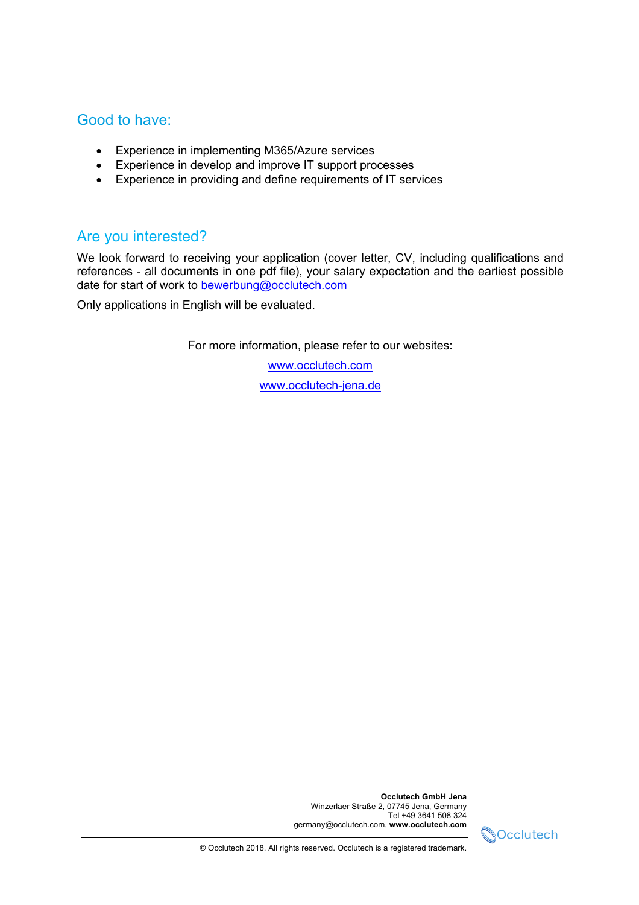## Good to have:

- Experience in implementing M365/Azure services
- Experience in develop and improve IT support processes
- Experience in providing and define requirements of IT services

## Are you interested?

We look forward to receiving your application (cover letter, CV, including qualifications and references - all documents in one pdf file), your salary expectation and the earliest possible date for start of work to [bewerbung@occlutech.com](mailto:bewerbung@occlutech.com)

Only applications in English will be evaluated.

For more information, please refer to our websites:

[www.occlutech.com](http://www.occlutech.com)

[www.occlutech-jena.de](http://www.occlutech-jena.de)

**Occlutech GmbH Jena**
Winzerlaer Straße 2, 07745 Jena, Germany
Tel +49 3641 508 324
germany@occlutech.com, **www.occlutech.com**

© Occlutech 2018. All rights reserved. Occlutech is a registered trademark.